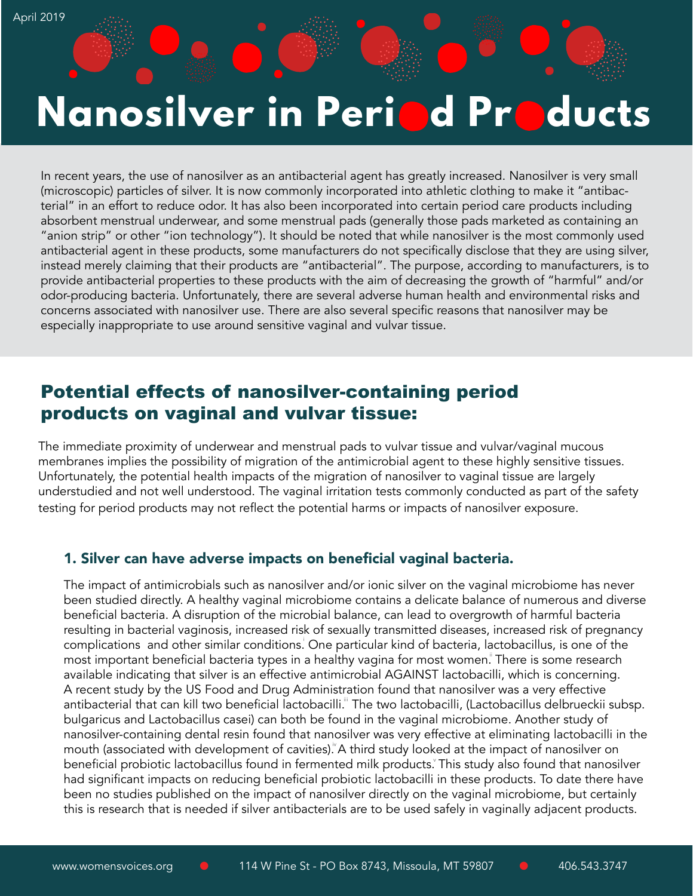April 2019

# Nanosilver in Period Products

In recent years, the use of nanosilver as an antibacterial agent has greatly increased. Nanosilver is very small (microscopic) particles of silver. It is now commonly incorporated into athletic clothing to make it "antibacterial" in an effort to reduce odor. It has also been incorporated into certain period care products including absorbent menstrual underwear, and some menstrual pads (generally those pads marketed as containing an "anion strip" or other "ion technology"). It should be noted that while nanosilver is the most commonly used antibacterial agent in these products, some manufacturers do not specifically disclose that they are using silver, instead merely claiming that their products are "antibacterial". The purpose, according to manufacturers, is to provide antibacterial properties to these products with the aim of decreasing the growth of "harmful" and/or odor-producing bacteria. Unfortunately, there are several adverse human health and environmental risks and concerns associated with nanosilver use. There are also several specific reasons that nanosilver may be especially inappropriate to use around sensitive vaginal and vulvar tissue.

## Potential effects of nanosilver-containing period products on vaginal and vulvar tissue:

The immediate proximity of underwear and menstrual pads to vulvar tissue and vulvar/vaginal mucous membranes implies the possibility of migration of the antimicrobial agent to these highly sensitive tissues. Unfortunately, the potential health impacts of the migration of nanosilver to vaginal tissue are largely understudied and not well understood. The vaginal irritation tests commonly conducted as part of the safety testing for period products may not reflect the potential harms or impacts of nanosilver exposure.

### 1. Silver can have adverse impacts on beneficial vaginal bacteria.

The impact of antimicrobials such as nanosilver and/or ionic silver on the vaginal microbiome has never been studied directly. A healthy vaginal microbiome contains a delicate balance of numerous and diverse beneficial bacteria. A disruption of the microbial balance, can lead to overgrowth of harmful bacteria resulting in bacterial vaginosis, increased risk of sexually transmitted diseases, increased risk of pregnancy complications and other similar conditions.[i] One particular kind of bacteria, lactobacillus, is one of the most important beneficial bacteria types in a healthy vagina for most women.[ii] There is some research available indicating that silver is an effective antimicrobial AGAINST lactobacilli, which is concerning. A recent study by the US Food and Drug Administration found that nanosilver was a very effective antibacterial that can kill two beneficial lactobacilli.[iii] The two lactobacilli, (Lactobacillus delbrueckii subsp. bulgaricus and Lactobacillus casei) can both be found in the vaginal microbiome. Another study of nanosilver-containing dental resin found that nanosilver was very effective at eliminating lactobacilli in the mouth (associated with development of cavities).[iv] A third study looked at the impact of nanosilver on beneficial probiotic lactobacillus found in fermented milk products.[v] This study also found that nanosilver had significant impacts on reducing beneficial probiotic lactobacilli in these products. To date there have been no studies published on the impact of nanosilver directly on the vaginal microbiome, but certainly this is research that is needed if silver antibacterials are to be used safely in vaginally adjacent products.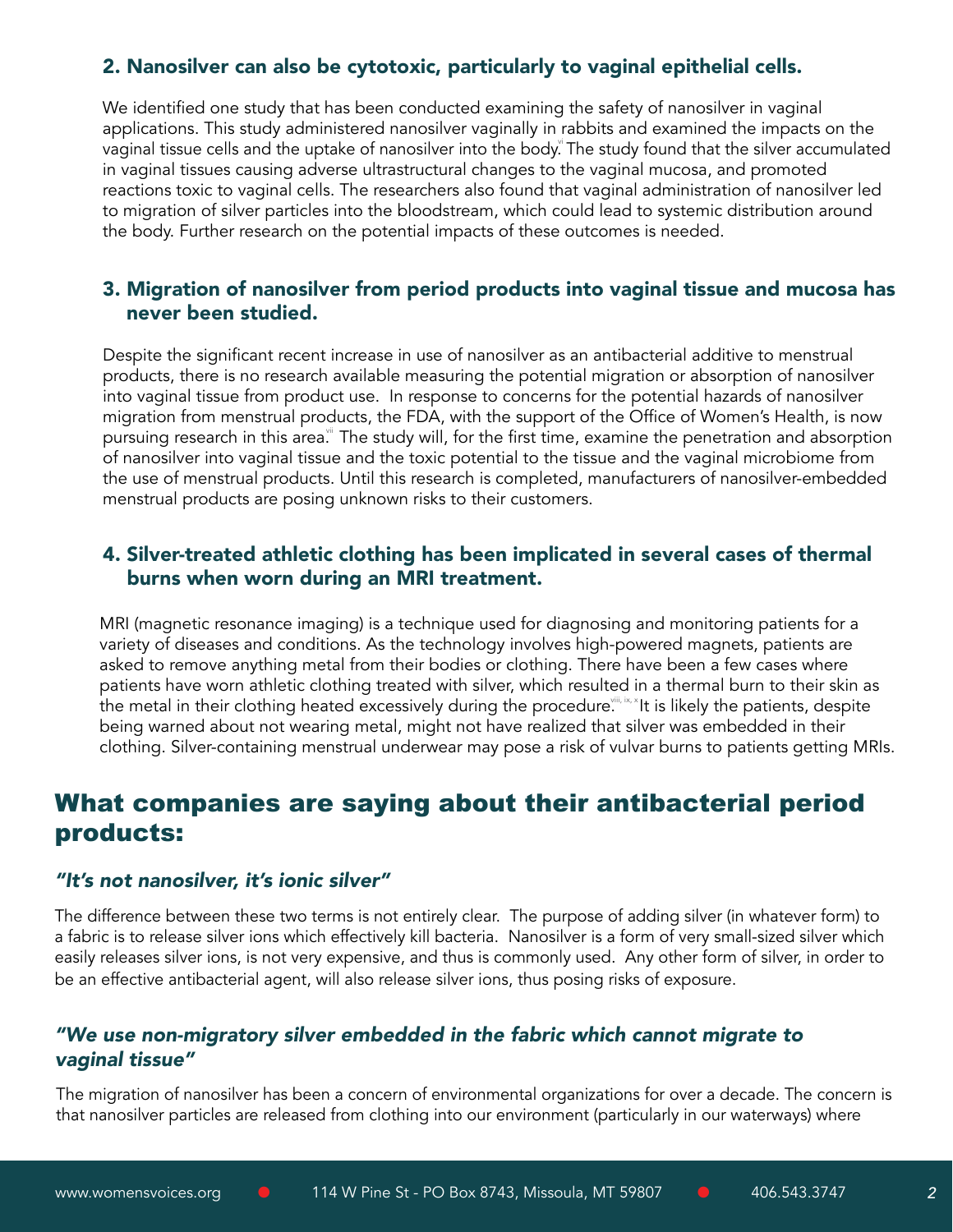### 2. Nanosilver can also be cytotoxic, particularly to vaginal epithelial cells.

We identified one study that has been conducted examining the safety of nanosilver in vaginal applications. This study administered nanosilver vaginally in rabbits and examined the impacts on the vaginal tissue cells and the uptake of nanosilver into the body.[vi] The study found that the silver accumulated in vaginal tissues causing adverse ultrastructural changes to the vaginal mucosa, and promoted reactions toxic to vaginal cells. The researchers also found that vaginal administration of nanosilver led to migration of silver particles into the bloodstream, which could lead to systemic distribution around the body. Further research on the potential impacts of these outcomes is needed.

### 3. Migration of nanosilver from period products into vaginal tissue and mucosa has never been studied.

Despite the significant recent increase in use of nanosilver as an antibacterial additive to menstrual products, there is no research available measuring the potential migration or absorption of nanosilver into vaginal tissue from product use. In response to concerns for the potential hazards of nanosilver migration from menstrual products, the FDA, with the support of the Office of Women's Health, is now pursuing research in this area.[vii] The study will, for the first time, examine the penetration and absorption of nanosilver into vaginal tissue and the toxic potential to the tissue and the vaginal microbiome from the use of menstrual products. Until this research is completed, manufacturers of nanosilver-embedded menstrual products are posing unknown risks to their customers.

### 4. Silver-treated athletic clothing has been implicated in several cases of thermal burns when worn during an MRI treatment.

MRI (magnetic resonance imaging) is a technique used for diagnosing and monitoring patients for a variety of diseases and conditions. As the technology involves high-powered magnets, patients are asked to remove anything metal from their bodies or clothing. There have been a few cases where patients have worn athletic clothing treated with silver, which resulted in a thermal burn to their skin as the metal in their clothing heated excessively during the procedure.[viii, ix, x] It is likely the patients, despite being warned about not wearing metal, might not have realized that silver was embedded in their clothing. Silver-containing menstrual underwear may pose a risk of vulvar burns to patients getting MRIs.

## What companies are saying about their antibacterial period products:

### *"It's not nanosilver, it's ionic silver"*

The difference between these two terms is not entirely clear. The purpose of adding silver (in whatever form) to a fabric is to release silver ions which effectively kill bacteria. Nanosilver is a form of very small-sized silver which easily releases silver ions, is not very expensive, and thus is commonly used. Any other form of silver, in order to be an effective antibacterial agent, will also release silver ions, thus posing risks of exposure.

### *"We use non-migratory silver embedded in the fabric which cannot migrate to vaginal tissue"*

The migration of nanosilver has been a concern of environmental organizations for over a decade. The concern is that nanosilver particles are released from clothing into our environment (particularly in our waterways) where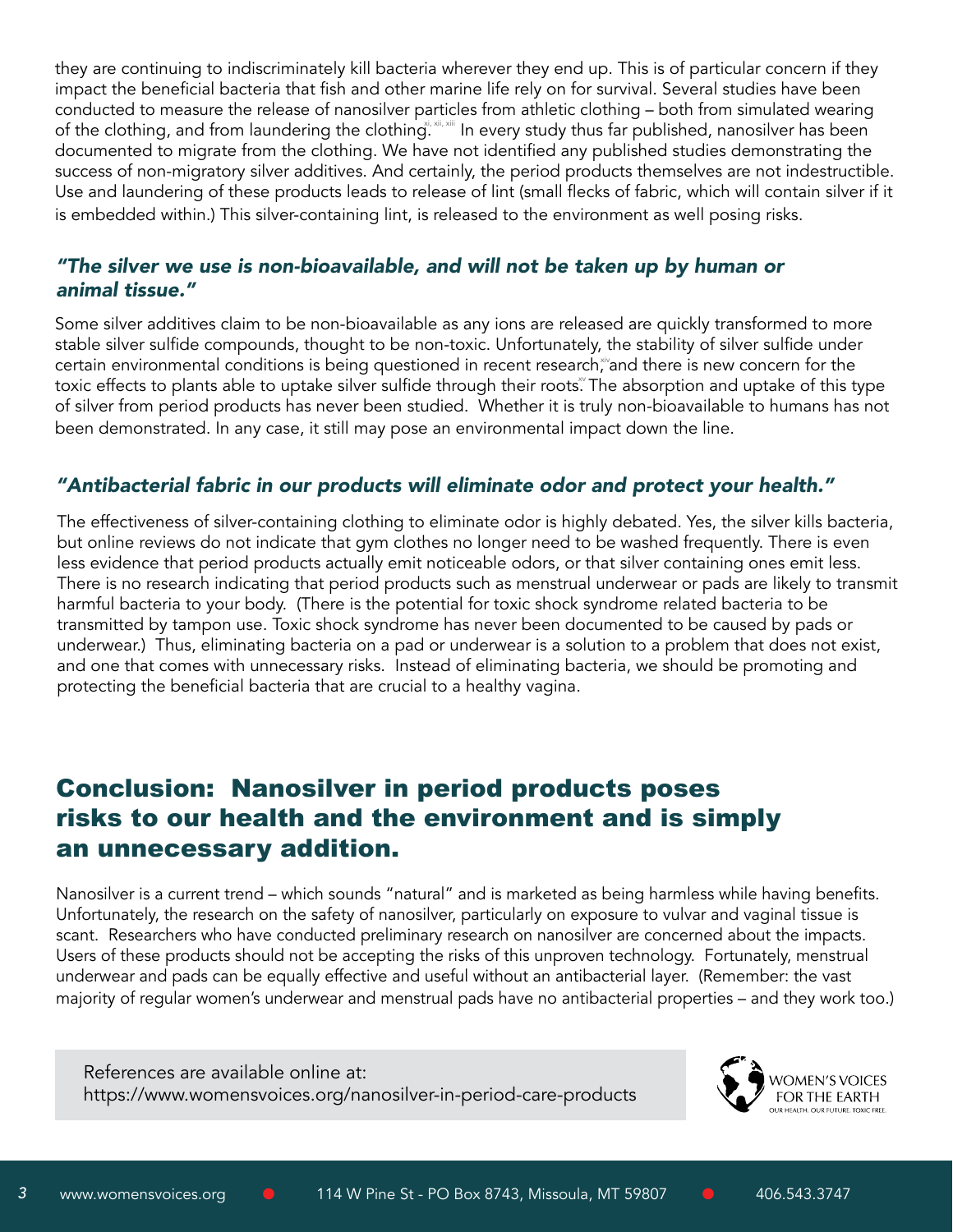they are continuing to indiscriminately kill bacteria wherever they end up. This is of particular concern if they impact the beneficial bacteria that fish and other marine life rely on for survival. Several studies have been conducted to measure the release of nanosilver particles from athletic clothing – both from simulated wearing of the clothing, and from laundering the clothing.[xi, xii, xiii] In every study thus far published, nanosilver has been documented to migrate from the clothing. We have not identified any published studies demonstrating the success of non-migratory silver additives. And certainly, the period products themselves are not indestructible. Use and laundering of these products leads to release of lint (small flecks of fabric, which will contain silver if it is embedded within.) This silver-containing lint, is released to the environment as well posing risks.

### *"The silver we use is non-bioavailable, and will not be taken up by human or animal tissue."*

Some silver additives claim to be non-bioavailable as any ions are released are quickly transformed to more stable silver sulfide compounds, thought to be non-toxic. Unfortunately, the stability of silver sulfide under certain environmental conditions is being questioned in recent research,[xiv] and there is new concern for the toxic effects to plants able to uptake silver sulfide through their roots.[xv] The absorption and uptake of this type of silver from period products has never been studied. Whether it is truly non-bioavailable to humans has not been demonstrated. In any case, it still may pose an environmental impact down the line.

### *"Antibacterial fabric in our products will eliminate odor and protect your health."*

The effectiveness of silver-containing clothing to eliminate odor is highly debated. Yes, the silver kills bacteria, but online reviews do not indicate that gym clothes no longer need to be washed frequently. There is even less evidence that period products actually emit noticeable odors, or that silver containing ones emit less. There is no research indicating that period products such as menstrual underwear or pads are likely to transmit harmful bacteria to your body. (There is the potential for toxic shock syndrome related bacteria to be transmitted by tampon use. Toxic shock syndrome has never been documented to be caused by pads or underwear.) Thus, eliminating bacteria on a pad or underwear is a solution to a problem that does not exist, and one that comes with unnecessary risks. Instead of eliminating bacteria, we should be promoting and protecting the beneficial bacteria that are crucial to a healthy vagina.

## Conclusion: Nanosilver in period products poses risks to our health and the environment and is simply an unnecessary addition.

Nanosilver is a current trend – which sounds "natural" and is marketed as being harmless while having benefits. Unfortunately, the research on the safety of nanosilver, particularly on exposure to vulvar and vaginal tissue is scant. Researchers who have conducted preliminary research on nanosilver are concerned about the impacts. Users of these products should not be accepting the risks of this unproven technology. Fortunately, menstrual underwear and pads can be equally effective and useful without an antibacterial layer. (Remember: the vast majority of regular women's underwear and menstrual pads have no antibacterial properties – and they work too.)

References are available online at:
https://www.womensvoices.org/nanosilver-in-period-care-products

WOMEN'S VOICES FOR THE EARTH
OUR HEALTH. OUR FUTURE. TOXIC FREE.

www.womensvoices.org • 114 W Pine St - PO Box 8743, Missoula, MT 59807 • 406.543.3747